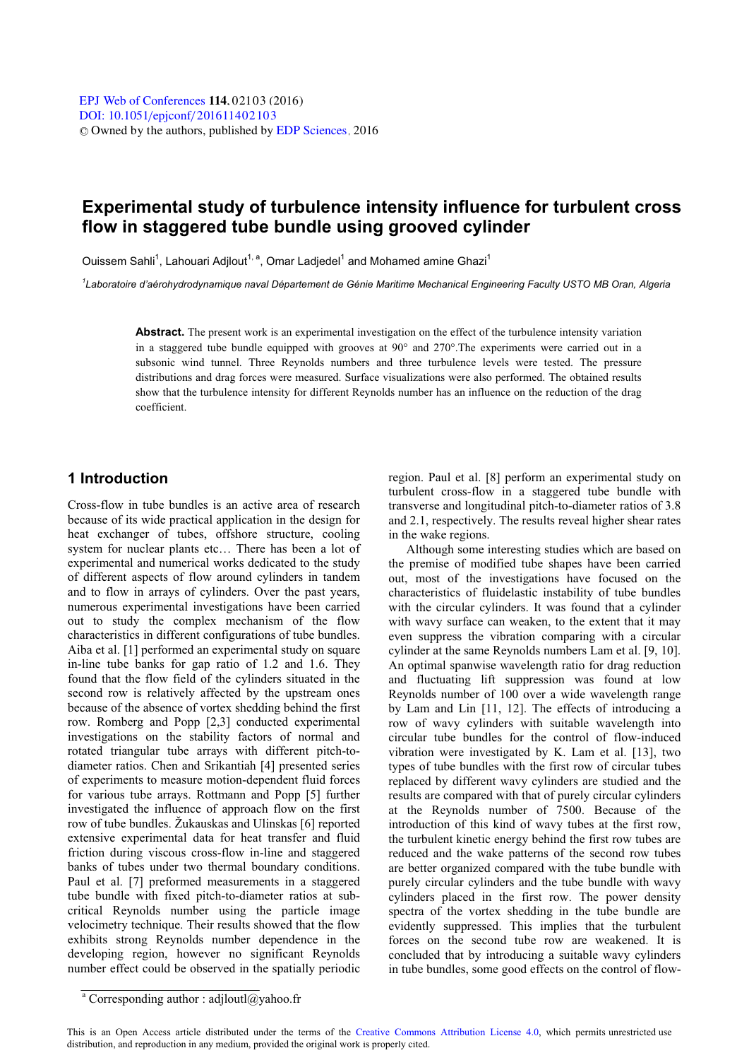# Experimental study of turbulence intensity influence for turbulent cross flow in staggered tube bundle using grooved cylinder

Ouissem Sahli[1], Lahouari Adjlout[1, a], Omar Ladjedel[1] and Mohamed amine Ghazi[1]

[1]*Laboratoire d'aérohydrodynamique naval Département de Génie Maritime Mechanical Engineering Faculty USTO MB Oran, Algeria*

**Abstract.** The present work is an experimental investigation on the effect of the turbulence intensity variation in a staggered tube bundle equipped with grooves at 90° and 270°.The experiments were carried out in a subsonic wind tunnel. Three Reynolds numbers and three turbulence levels were tested. The pressure distributions and drag forces were measured. Surface visualizations were also performed. The obtained results show that the turbulence intensity for different Reynolds number has an influence on the reduction of the drag coefficient.

## 1 Introduction

Cross-flow in tube bundles is an active area of research because of its wide practical application in the design for heat exchanger of tubes, offshore structure, cooling system for nuclear plants etc… There has been a lot of experimental and numerical works dedicated to the study of different aspects of flow around cylinders in tandem and to flow in arrays of cylinders. Over the past years, numerous experimental investigations have been carried out to study the complex mechanism of the flow characteristics in different configurations of tube bundles. Aiba et al. [1] performed an experimental study on square in-line tube banks for gap ratio of 1.2 and 1.6. They found that the flow field of the cylinders situated in the second row is relatively affected by the upstream ones because of the absence of vortex shedding behind the first row. Romberg and Popp [2,3] conducted experimental investigations on the stability factors of normal and rotated triangular tube arrays with different pitch-to-diameter ratios. Chen and Srikantiah [4] presented series of experiments to measure motion-dependent fluid forces for various tube arrays. Rottmann and Popp [5] further investigated the influence of approach flow on the first row of tube bundles. Žukauskas and Ulinskas [6] reported extensive experimental data for heat transfer and fluid friction during viscous cross-flow in-line and staggered banks of tubes under two thermal boundary conditions. Paul et al. [7] preformed measurements in a staggered tube bundle with fixed pitch-to-diameter ratios at sub-critical Reynolds number using the particle image velocimetry technique. Their results showed that the flow exhibits strong Reynolds number dependence in the developing region, however no significant Reynolds number effect could be observed in the spatially periodic region. Paul et al. [8] perform an experimental study on turbulent cross-flow in a staggered tube bundle with transverse and longitudinal pitch-to-diameter ratios of 3.8 and 2.1, respectively. The results reveal higher shear rates in the wake regions.

Although some interesting studies which are based on the premise of modified tube shapes have been carried out, most of the investigations have focused on the characteristics of fluidelastic instability of tube bundles with the circular cylinders. It was found that a cylinder with wavy surface can weaken, to the extent that it may even suppress the vibration comparing with a circular cylinder at the same Reynolds numbers Lam et al. [9, 10]. An optimal spanwise wavelength ratio for drag reduction and fluctuating lift suppression was found at low Reynolds number of 100 over a wide wavelength range by Lam and Lin [11, 12]. The effects of introducing a row of wavy cylinders with suitable wavelength into circular tube bundles for the control of flow-induced vibration were investigated by K. Lam et al. [13], two types of tube bundles with the first row of circular tubes replaced by different wavy cylinders are studied and the results are compared with that of purely circular cylinders at the Reynolds number of 7500. Because of the introduction of this kind of wavy tubes at the first row, the turbulent kinetic energy behind the first row tubes are reduced and the wake patterns of the second row tubes are better organized compared with the tube bundle with purely circular cylinders and the tube bundle with wavy cylinders placed in the first row. The power density spectra of the vortex shedding in the tube bundle are evidently suppressed. This implies that the turbulent forces on the second tube row are weakened. It is concluded that by introducing a suitable wavy cylinders in tube bundles, some good effects on the control of flow-

[a] Corresponding author : adjloutl@yahoo.fr

This is an Open Access article distributed under the terms of the Creative Commons Attribution License 4.0, which permits unrestricted use distribution, and reproduction in any medium, provided the original work is properly cited.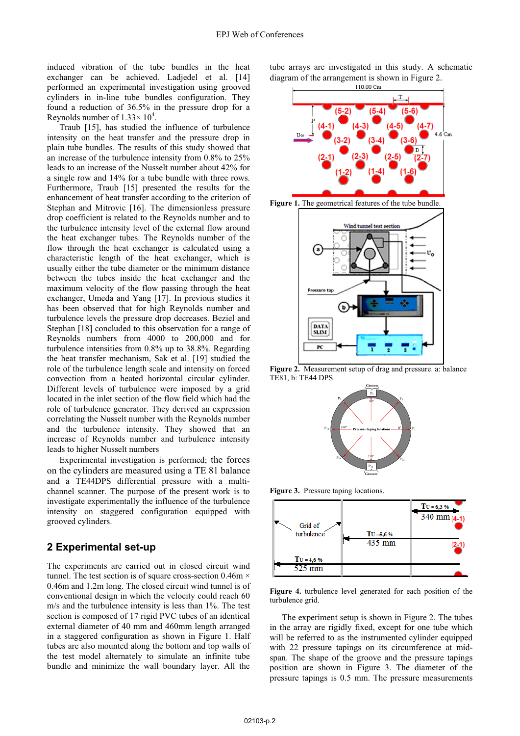induced vibration of the tube bundles in the heat exchanger can be achieved. Ladjedel et al. [14] performed an experimental investigation using grooved cylinders in in-line tube bundles configuration. They found a reduction of 36.5% in the pressure drop for a Reynolds number of $1.33\times 10^4$.

Traub [15], has studied the influence of turbulence intensity on the heat transfer and the pressure drop in plain tube bundles. The results of this study showed that an increase of the turbulence intensity from 0.8% to 25% leads to an increase of the Nusselt number about 42% for a single row and 14% for a tube bundle with three rows. Furthermore, Traub [15] presented the results for the enhancement of heat transfer according to the criterion of Stephan and Mitrovic [16]. The dimensionless pressure drop coefficient is related to the Reynolds number and to the turbulence intensity level of the external flow around the heat exchanger tubes. The Reynolds number of the flow through the heat exchanger is calculated using a characteristic length of the heat exchanger, which is usually either the tube diameter or the minimum distance between the tubes inside the heat exchanger and the maximum velocity of the flow passing through the heat exchanger, Umeda and Yang [17]. In previous studies it has been observed that for high Reynolds number and turbulence levels the pressure drop decreases. Beziel and Stephan [18] concluded to this observation for a range of Reynolds numbers from 4000 to 200,000 and for turbulence intensities from 0.8% up to 38.8%. Regarding the heat transfer mechanism, Sak et al. [19] studied the role of the turbulence length scale and intensity on forced convection from a heated horizontal circular cylinder. Different levels of turbulence were imposed by a grid located in the inlet section of the flow field which had the role of turbulence generator. They derived an expression correlating the Nusselt number with the Reynolds number and the turbulence intensity. They showed that an increase of Reynolds number and turbulence intensity leads to higher Nusselt numbers

Experimental investigation is performed; the forces on the cylinders are measured using a TE 81 balance and a TE44DPS differential pressure with a multi-channel scanner. The purpose of the present work is to investigate experimentally the influence of the turbulence intensity on staggered configuration equipped with grooved cylinders.

## 2 Experimental set-up

The experiments are carried out in closed circuit wind tunnel. The test section is of square cross-section 0.46m × 0.46m and 1.2m long. The closed circuit wind tunnel is of conventional design in which the velocity could reach 60 m/s and the turbulence intensity is less than 1%. The test section is composed of 17 rigid PVC tubes of an identical external diameter of 40 mm and 460mm length arranged in a staggered configuration as shown in Figure 1. Half tubes are also mounted along the bottom and top walls of the test model alternately to simulate an infinite tube bundle and minimize the wall boundary layer. All the tube arrays are investigated in this study. A schematic diagram of the arrangement is shown in Figure 2.

**Figure 1.** The geometrical features of the tube bundle.

**Figure 2.** Measurement setup of drag and pressure. a: balance TE81, b: TE44 DPS

**Figure 3.** Pressure taping locations.

**Figure 4.** turbulence level generated for each position of the turbulence grid.

The experiment setup is shown in Figure 2. The tubes in the array are rigidly fixed, except for one tube which will be referred to as the instrumented cylinder equipped with 22 pressure tapings on its circumference at mid-span. The shape of the groove and the pressure tapings position are shown in Figure 3. The diameter of the pressure tapings is 0.5 mm. The pressure measurements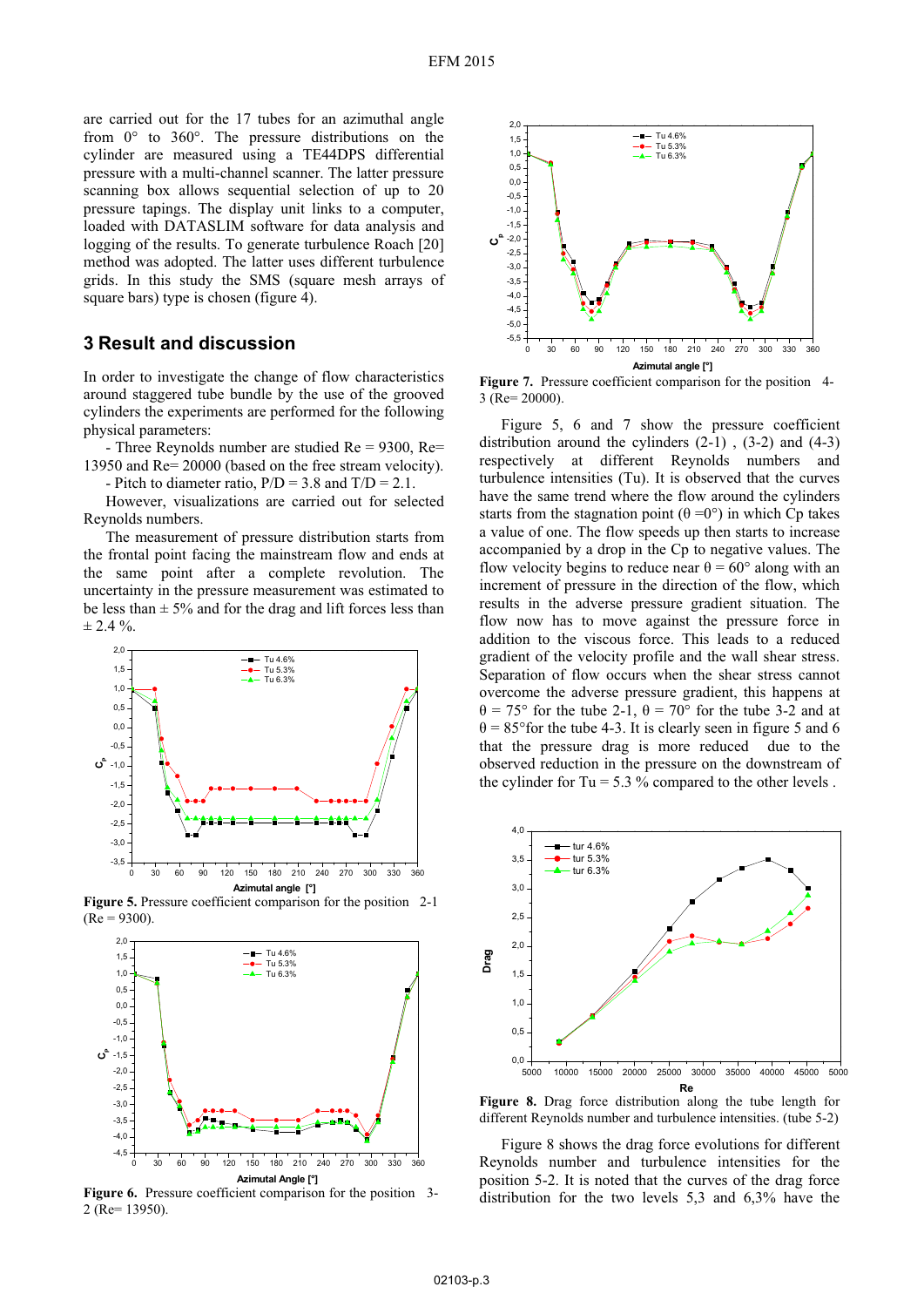are carried out for the 17 tubes for an azimuthal angle from 0° to 360°. The pressure distributions on the cylinder are measured using a TE44DPS differential pressure with a multi-channel scanner. The latter pressure scanning box allows sequential selection of up to 20 pressure tapings. The display unit links to a computer, loaded with DATASLIM software for data analysis and logging of the results. To generate turbulence Roach [20] method was adopted. The latter uses different turbulence grids. In this study the SMS (square mesh arrays of square bars) type is chosen (figure 4).

## 3 Result and discussion

In order to investigate the change of flow characteristics around staggered tube bundle by the use of the grooved cylinders the experiments are performed for the following physical parameters:

- Three Reynolds number are studied Re = 9300, Re= 13950 and Re= 20000 (based on the free stream velocity).
- Pitch to diameter ratio, P/D = 3.8 and T/D = 2.1.

However, visualizations are carried out for selected Reynolds numbers.

The measurement of pressure distribution starts from the frontal point facing the mainstream flow and ends at the same point after a complete revolution. The uncertainty in the pressure measurement was estimated to be less than ± 5% and for the drag and lift forces less than ± 2.4 %.

**Figure 5.** Pressure coefficient comparison for the position 2-1 (Re = 9300).

**Figure 6.** Pressure coefficient comparison for the position 3-2 (Re= 13950).

**Figure 7.** Pressure coefficient comparison for the position 4-3 (Re= 20000).

Figure 5, 6 and 7 show the pressure coefficient distribution around the cylinders (2-1) , (3-2) and (4-3) respectively at different Reynolds numbers and turbulence intensities (Tu). It is observed that the curves have the same trend where the flow around the cylinders starts from the stagnation point ($\theta$ =0°) in which Cp takes a value of one. The flow speeds up then starts to increase accompanied by a drop in the Cp to negative values. The flow velocity begins to reduce near $\theta$ = 60° along with an increment of pressure in the direction of the flow, which results in the adverse pressure gradient situation. The flow now has to move against the pressure force in addition to the viscous force. This leads to a reduced gradient of the velocity profile and the wall shear stress. Separation of flow occurs when the shear stress cannot overcome the adverse pressure gradient, this happens at $\theta$ = 75° for the tube 2-1, $\theta$ = 70° for the tube 3-2 and at $\theta$ = 85°for the tube 4-3. It is clearly seen in figure 5 and 6 that the pressure drag is more reduced due to the observed reduction in the pressure on the downstream of the cylinder for Tu = 5.3 % compared to the other levels .

**Figure 8.** Drag force distribution along the tube length for different Reynolds number and turbulence intensities. (tube 5-2)

Figure 8 shows the drag force evolutions for different Reynolds number and turbulence intensities for the position 5-2. It is noted that the curves of the drag force distribution for the two levels 5,3 and 6,3% have the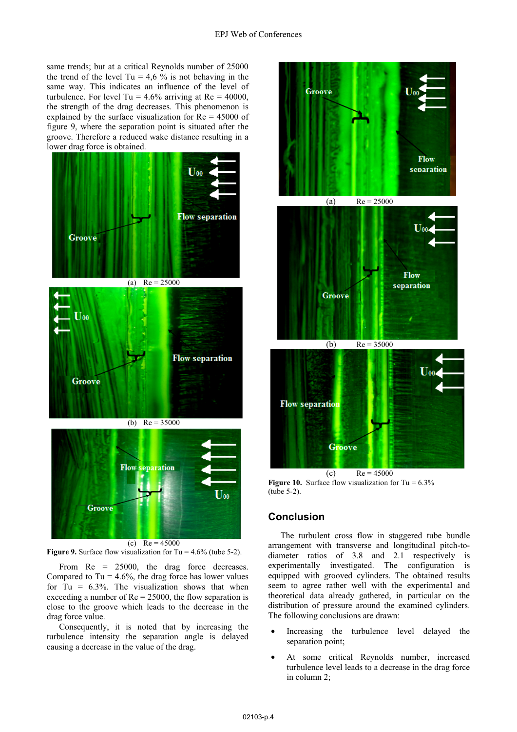same trends; but at a critical Reynolds number of 25000 the trend of the level Tu = 4,6 % is not behaving in the same way. This indicates an influence of the level of turbulence. For level Tu = 4.6% arriving at Re = 40000, the strength of the drag decreases. This phenomenon is explained by the surface visualization for Re = 45000 of figure 9, where the separation point is situated after the groove. Therefore a reduced wake distance resulting in a lower drag force is obtained.

(a) Re = 25000

(b) Re = 35000

(c) Re = 45000

**Figure 9.** Surface flow visualization for Tu = 4.6% (tube 5-2).

From Re = 25000, the drag force decreases. Compared to Tu = 4.6%, the drag force has lower values for Tu = 6.3%. The visualization shows that when exceeding a number of Re = 25000, the flow separation is close to the groove which leads to the decrease in the drag force value.

Consequently, it is noted that by increasing the turbulence intensity the separation angle is delayed causing a decrease in the value of the drag.

(a) Re = 25000

(b) Re = 35000

(c) Re = 45000

**Figure 10.** Surface flow visualization for Tu = 6.3% (tube 5-2).

## Conclusion

The turbulent cross flow in staggered tube bundle arrangement with transverse and longitudinal pitch-to-diameter ratios of 3.8 and 2.1 respectively is experimentally investigated. The configuration is equipped with grooved cylinders. The obtained results seem to agree rather well with the experimental and theoretical data already gathered, in particular on the distribution of pressure around the examined cylinders. The following conclusions are drawn:

- Increasing the turbulence level delayed the separation point;
- At some critical Reynolds number, increased turbulence level leads to a decrease in the drag force in column 2;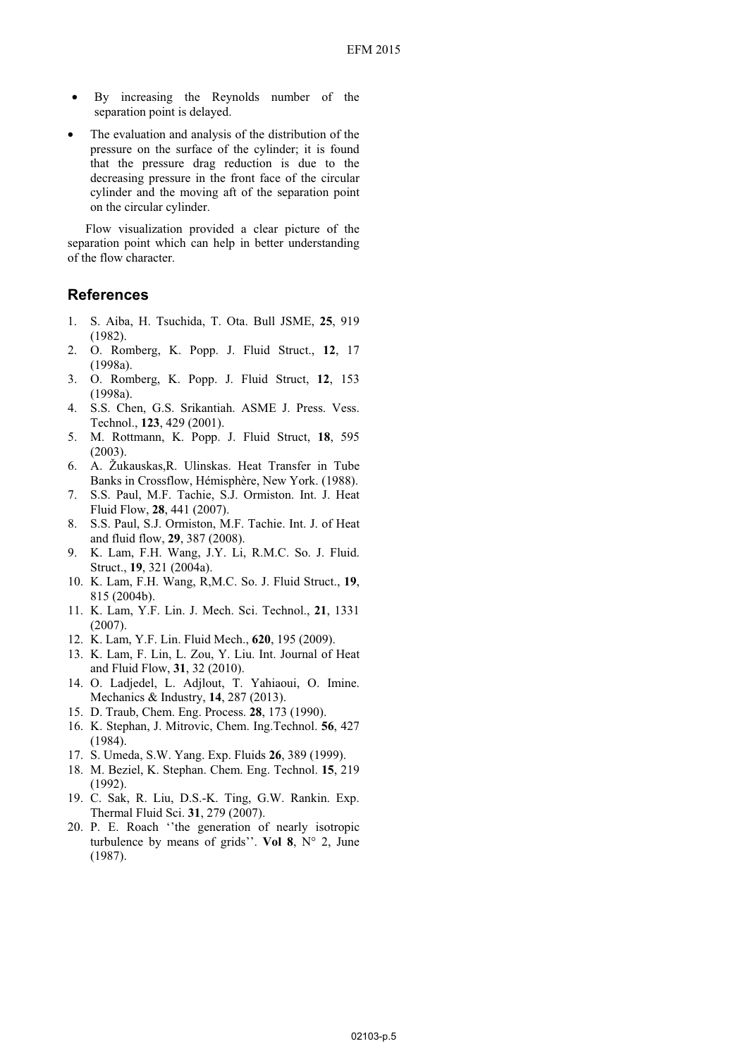- By increasing the Reynolds number of the separation point is delayed.
- The evaluation and analysis of the distribution of the pressure on the surface of the cylinder; it is found that the pressure drag reduction is due to the decreasing pressure in the front face of the circular cylinder and the moving aft of the separation point on the circular cylinder.

Flow visualization provided a clear picture of the separation point which can help in better understanding of the flow character.

## References

1. S. Aiba, H. Tsuchida, T. Ota. Bull JSME, **25**, 919 (1982).
2. O. Romberg, K. Popp. J. Fluid Struct., **12**, 17 (1998a).
3. O. Romberg, K. Popp. J. Fluid Struct, **12**, 153 (1998a).
4. S.S. Chen, G.S. Srikantiah. ASME J. Press. Vess. Technol., **123**, 429 (2001).
5. M. Rottmann, K. Popp. J. Fluid Struct, **18**, 595 (2003).
6. A. Žukauskas,R. Ulinskas. Heat Transfer in Tube Banks in Crossflow, Hémisphère, New York. (1988).
7. S.S. Paul, M.F. Tachie, S.J. Ormiston. Int. J. Heat Fluid Flow, **28**, 441 (2007).
8. S.S. Paul, S.J. Ormiston, M.F. Tachie. Int. J. of Heat and fluid flow, **29**, 387 (2008).
9. K. Lam, F.H. Wang, J.Y. Li, R.M.C. So. J. Fluid. Struct., **19**, 321 (2004a).
10. K. Lam, F.H. Wang, R,M.C. So. J. Fluid Struct., **19**, 815 (2004b).
11. K. Lam, Y.F. Lin. J. Mech. Sci. Technol., **21**, 1331 (2007).
12. K. Lam, Y.F. Lin. Fluid Mech., **620**, 195 (2009).
13. K. Lam, F. Lin, L. Zou, Y. Liu. Int. Journal of Heat and Fluid Flow, **31**, 32 (2010).
14. O. Ladjedel, L. Adjlout, T. Yahiaoui, O. Imine. Mechanics & Industry, **14**, 287 (2013).
15. D. Traub, Chem. Eng. Process. **28**, 173 (1990).
16. K. Stephan, J. Mitrovic, Chem. Ing.Technol. **56**, 427 (1984).
17. S. Umeda, S.W. Yang. Exp. Fluids **26**, 389 (1999).
18. M. Beziel, K. Stephan. Chem. Eng. Technol. **15**, 219 (1992).
19. C. Sak, R. Liu, D.S.-K. Ting, G.W. Rankin. Exp. Thermal Fluid Sci. **31**, 279 (2007).
20. P. E. Roach ''the generation of nearly isotropic turbulence by means of grids''. **Vol 8**, N° 2, June (1987).